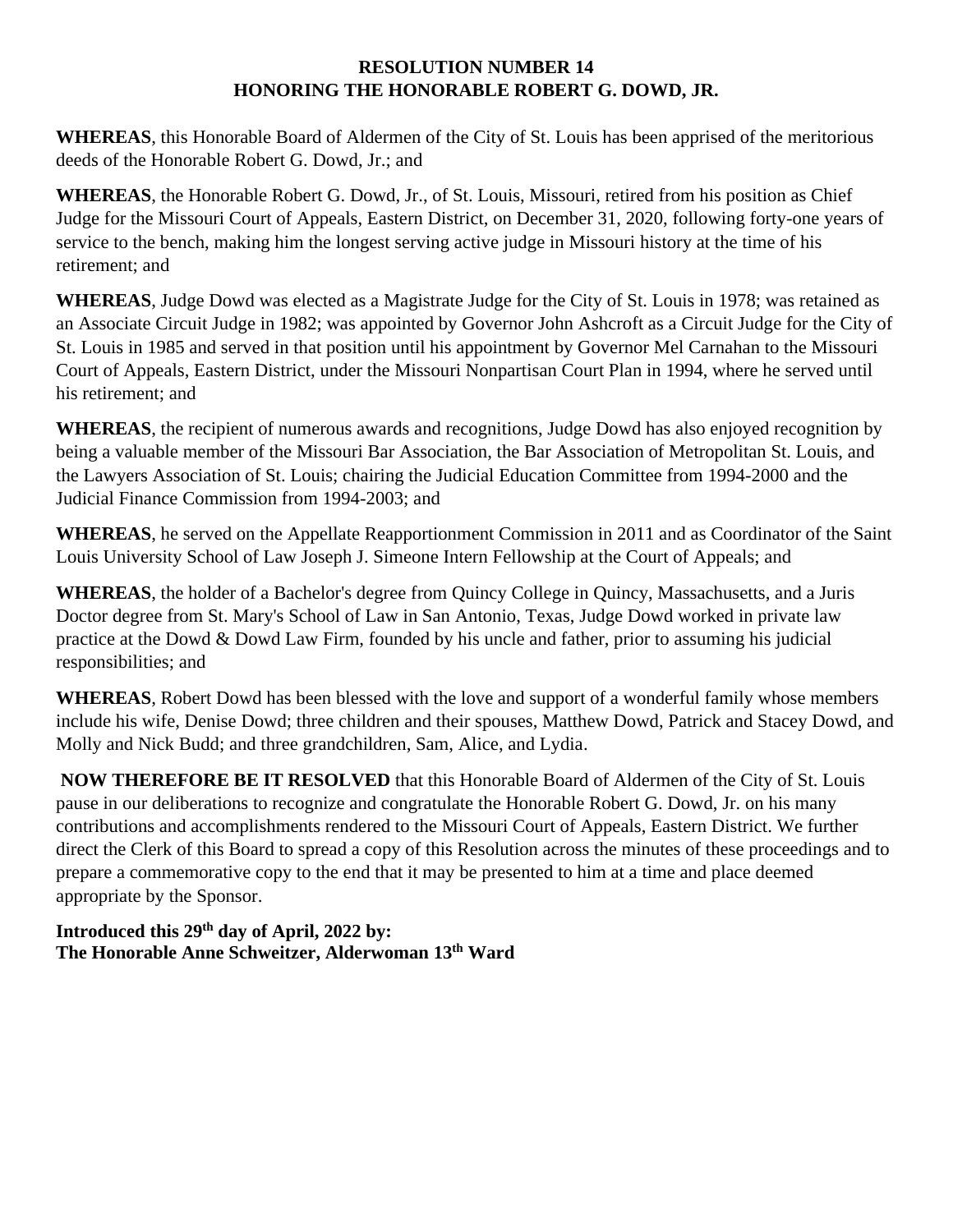**RESOLUTION NUMBER 14**
**HONORING THE HONORABLE ROBERT G. DOWD, JR.**

**WHEREAS**, this Honorable Board of Aldermen of the City of St. Louis has been apprised of the meritorious deeds of the Honorable Robert G. Dowd, Jr.; and

**WHEREAS**, the Honorable Robert G. Dowd, Jr., of St. Louis, Missouri, retired from his position as Chief Judge for the Missouri Court of Appeals, Eastern District, on December 31, 2020, following forty-one years of service to the bench, making him the longest serving active judge in Missouri history at the time of his retirement; and

**WHEREAS**, Judge Dowd was elected as a Magistrate Judge for the City of St. Louis in 1978; was retained as an Associate Circuit Judge in 1982; was appointed by Governor John Ashcroft as a Circuit Judge for the City of St. Louis in 1985 and served in that position until his appointment by Governor Mel Carnahan to the Missouri Court of Appeals, Eastern District, under the Missouri Nonpartisan Court Plan in 1994, where he served until his retirement; and

**WHEREAS**, the recipient of numerous awards and recognitions, Judge Dowd has also enjoyed recognition by being a valuable member of the Missouri Bar Association, the Bar Association of Metropolitan St. Louis, and the Lawyers Association of St. Louis; chairing the Judicial Education Committee from 1994-2000 and the Judicial Finance Commission from 1994-2003; and

**WHEREAS**, he served on the Appellate Reapportionment Commission in 2011 and as Coordinator of the Saint Louis University School of Law Joseph J. Simeone Intern Fellowship at the Court of Appeals; and

**WHEREAS**, the holder of a Bachelor's degree from Quincy College in Quincy, Massachusetts, and a Juris Doctor degree from St. Mary's School of Law in San Antonio, Texas, Judge Dowd worked in private law practice at the Dowd & Dowd Law Firm, founded by his uncle and father, prior to assuming his judicial responsibilities; and

**WHEREAS**, Robert Dowd has been blessed with the love and support of a wonderful family whose members include his wife, Denise Dowd; three children and their spouses, Matthew Dowd, Patrick and Stacey Dowd, and Molly and Nick Budd; and three grandchildren, Sam, Alice, and Lydia.

**NOW THEREFORE BE IT RESOLVED** that this Honorable Board of Aldermen of the City of St. Louis pause in our deliberations to recognize and congratulate the Honorable Robert G. Dowd, Jr. on his many contributions and accomplishments rendered to the Missouri Court of Appeals, Eastern District. We further direct the Clerk of this Board to spread a copy of this Resolution across the minutes of these proceedings and to prepare a commemorative copy to the end that it may be presented to him at a time and place deemed appropriate by the Sponsor.

**Introduced this 29th day of April, 2022 by:**
**The Honorable Anne Schweitzer, Alderwoman 13th Ward**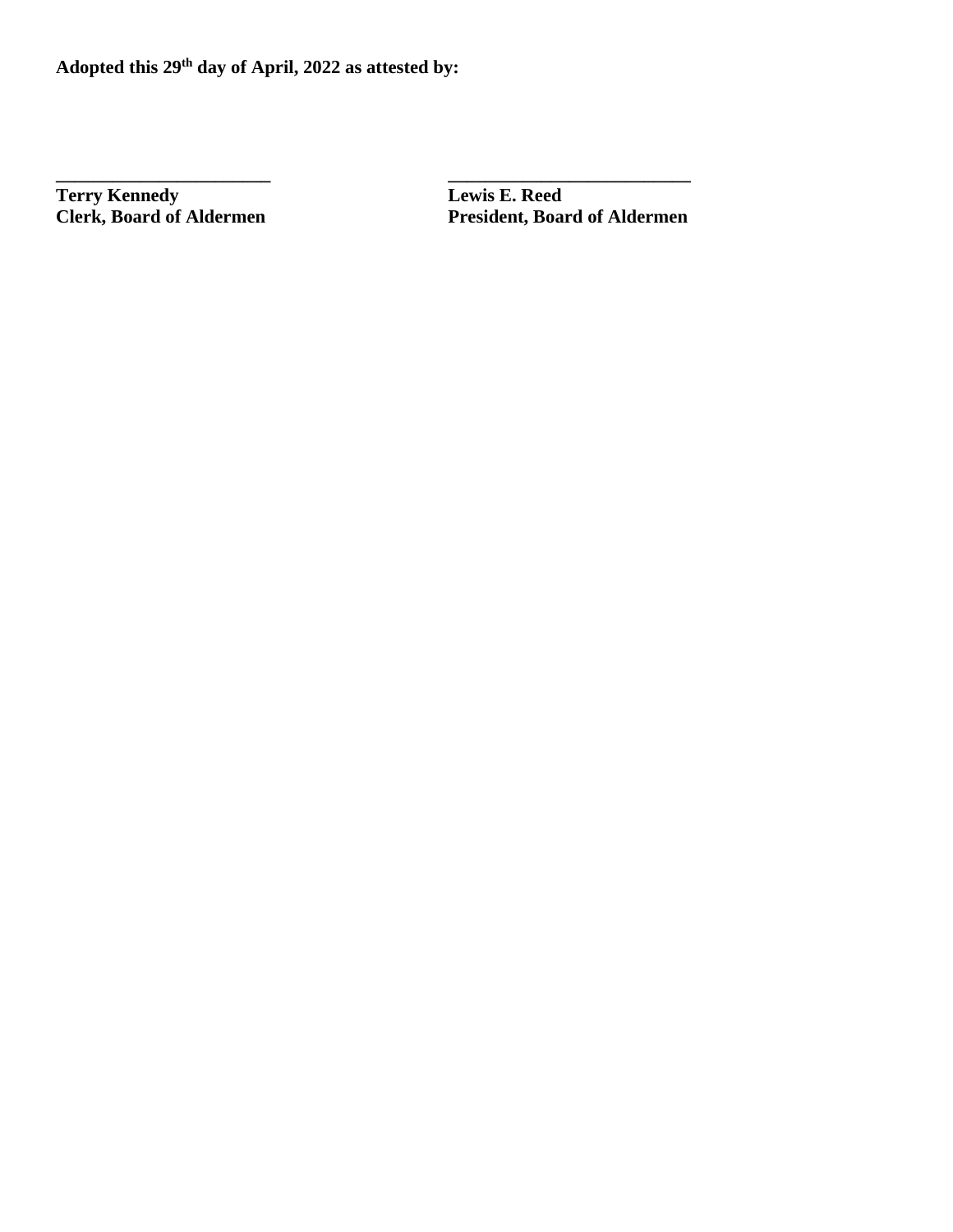**Adopted this 29th day of April, 2022 as attested by:**

| | |
|---|---|
| _______________________ | __________________________ |
| **Terry Kennedy** | **Lewis E. Reed** |
| **Clerk, Board of Aldermen** | **President, Board of Aldermen** |